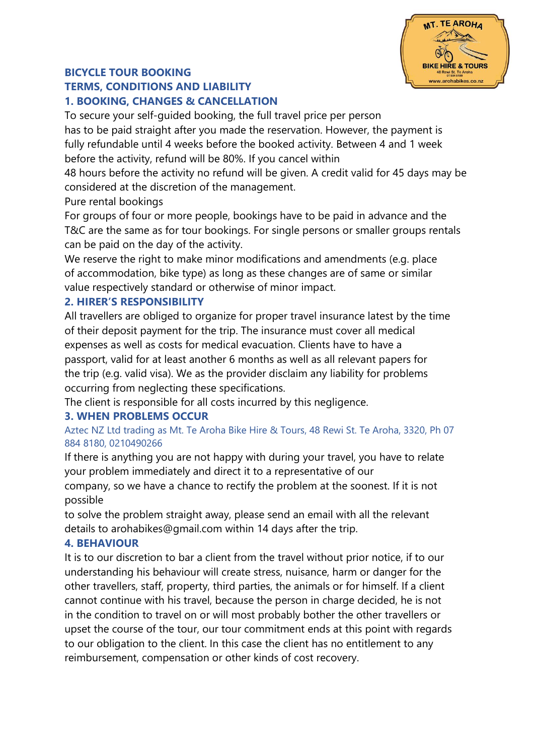# BICYCLE TOUR BOOKING
# TERMS, CONDITIONS AND LIABILITY

## 1. BOOKING, CHANGES & CANCELLATION

To secure your self-guided booking, the full travel price per person has to be paid straight after you made the reservation. However, the payment is fully refundable until 4 weeks before the booked activity. Between 4 and 1 week before the activity, refund will be 80%. If you cancel within 48 hours before the activity no refund will be given. A credit valid for 45 days may be considered at the discretion of the management.

Pure rental bookings

For groups of four or more people, bookings have to be paid in advance and the T&C are the same as for tour bookings. For single persons or smaller groups rentals can be paid on the day of the activity.

We reserve the right to make minor modifications and amendments (e.g. place of accommodation, bike type) as long as these changes are of same or similar value respectively standard or otherwise of minor impact.

## 2. HIRER'S RESPONSIBILITY

All travellers are obliged to organize for proper travel insurance latest by the time of their deposit payment for the trip. The insurance must cover all medical expenses as well as costs for medical evacuation. Clients have to have a passport, valid for at least another 6 months as well as all relevant papers for the trip (e.g. valid visa). We as the provider disclaim any liability for problems occurring from neglecting these specifications.

The client is responsible for all costs incurred by this negligence.

## 3. WHEN PROBLEMS OCCUR

Aztec NZ Ltd trading as Mt. Te Aroha Bike Hire & Tours, 48 Rewi St. Te Aroha, 3320, Ph 07 884 8180, 0210490266

If there is anything you are not happy with during your travel, you have to relate your problem immediately and direct it to a representative of our company, so we have a chance to rectify the problem at the soonest. If it is not possible to solve the problem straight away, please send an email with all the relevant details to arohabikes@gmail.com within 14 days after the trip.

## 4. BEHAVIOUR

It is to our discretion to bar a client from the travel without prior notice, if to our understanding his behaviour will create stress, nuisance, harm or danger for the other travellers, staff, property, third parties, the animals or for himself. If a client cannot continue with his travel, because the person in charge decided, he is not in the condition to travel on or will most probably bother the other travellers or upset the course of the tour, our tour commitment ends at this point with regards to our obligation to the client. In this case the client has no entitlement to any reimbursement, compensation or other kinds of cost recovery.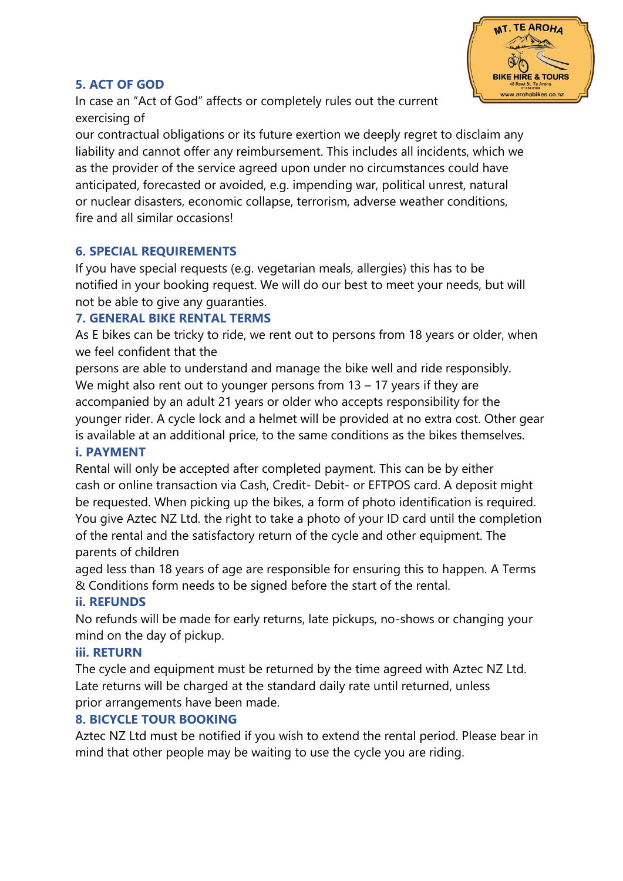## 5. ACT OF GOD

In case an "Act of God" affects or completely rules out the current exercising of our contractual obligations or its future exertion we deeply regret to disclaim any liability and cannot offer any reimbursement. This includes all incidents, which we as the provider of the service agreed upon under no circumstances could have anticipated, forecasted or avoided, e.g. impending war, political unrest, natural or nuclear disasters, economic collapse, terrorism, adverse weather conditions, fire and all similar occasions!

## 6. SPECIAL REQUIREMENTS

If you have special requests (e.g. vegetarian meals, allergies) this has to be notified in your booking request. We will do our best to meet your needs, but will not be able to give any guarantees.

## 7. GENERAL BIKE RENTAL TERMS

As E bikes can be tricky to ride, we rent out to persons from 18 years or older, when we feel confident that the persons are able to understand and manage the bike well and ride responsibly. We might also rent out to younger persons from 13 – 17 years if they are accompanied by an adult 21 years or older who accepts responsibility for the younger rider. A cycle lock and a helmet will be provided at no extra cost. Other gear is available at an additional price, to the same conditions as the bikes themselves.

### i. PAYMENT

Rental will only be accepted after completed payment. This can be by either cash or online transaction via Cash, Credit- Debit- or EFTPOS card. A deposit might be requested. When picking up the bikes, a form of photo identification is required. You give Aztec NZ Ltd. the right to take a photo of your ID card until the completion of the rental and the satisfactory return of the cycle and other equipment. The parents of children aged less than 18 years of age are responsible for ensuring this to happen. A Terms & Conditions form needs to be signed before the start of the rental.

### ii. REFUNDS

No refunds will be made for early returns, late pickups, no-shows or changing your mind on the day of pickup.

### iii. RETURN

The cycle and equipment must be returned by the time agreed with Aztec NZ Ltd. Late returns will be charged at the standard daily rate until returned, unless prior arrangements have been made.

## 8. BICYCLE TOUR BOOKING

Aztec NZ Ltd must be notified if you wish to extend the rental period. Please bear in mind that other people may be waiting to use the cycle you are riding.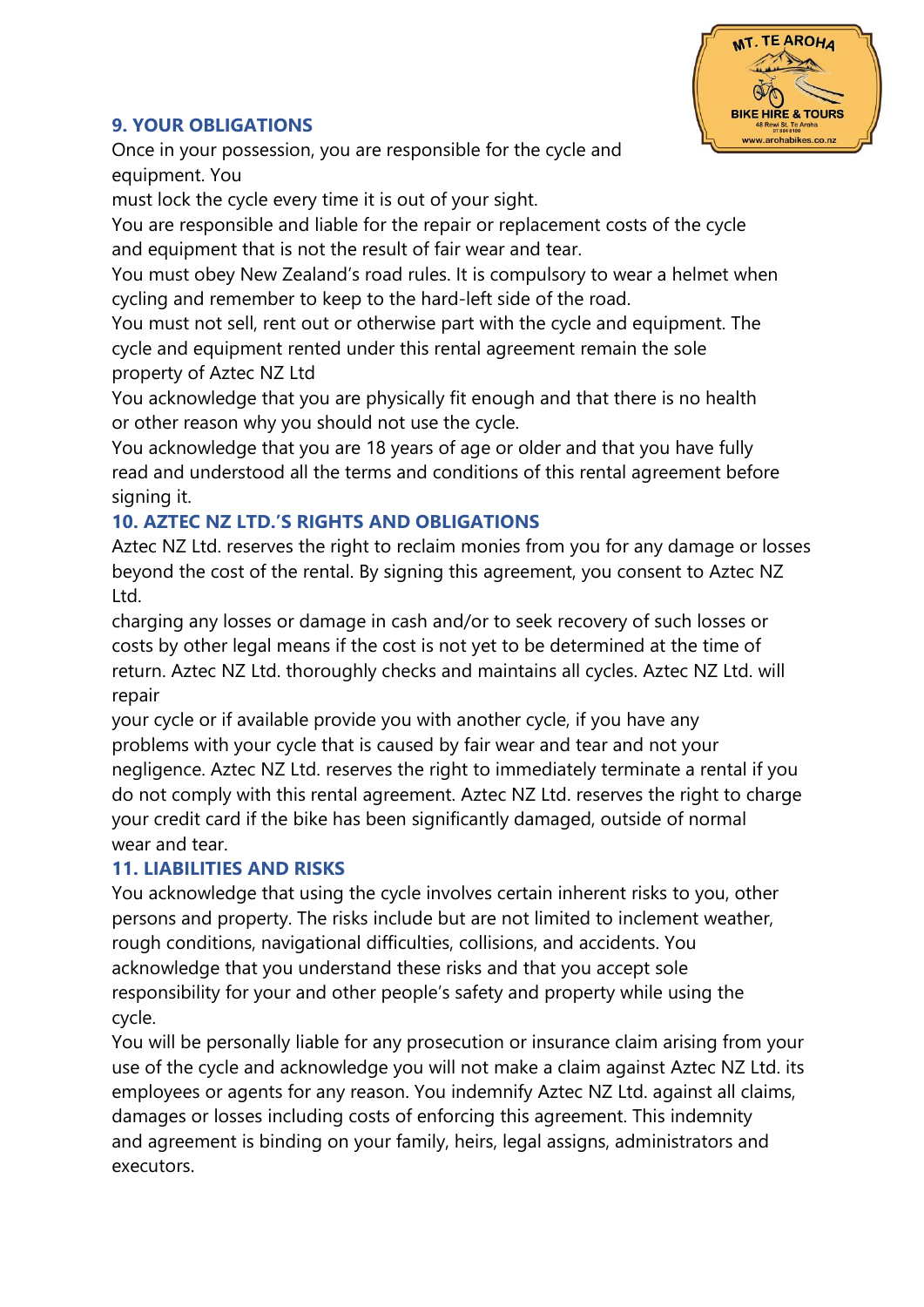## 9. YOUR OBLIGATIONS

Once in your possession, you are responsible for the cycle and equipment. You must lock the cycle every time it is out of your sight.

You are responsible and liable for the repair or replacement costs of the cycle and equipment that is not the result of fair wear and tear.

You must obey New Zealand's road rules. It is compulsory to wear a helmet when cycling and remember to keep to the hard-left side of the road.

You must not sell, rent out or otherwise part with the cycle and equipment. The cycle and equipment rented under this rental agreement remain the sole property of Aztec NZ Ltd

You acknowledge that you are physically fit enough and that there is no health or other reason why you should not use the cycle.

You acknowledge that you are 18 years of age or older and that you have fully read and understood all the terms and conditions of this rental agreement before signing it.

## 10. AZTEC NZ LTD.'S RIGHTS AND OBLIGATIONS

Aztec NZ Ltd. reserves the right to reclaim monies from you for any damage or losses beyond the cost of the rental. By signing this agreement, you consent to Aztec NZ Ltd.

charging any losses or damage in cash and/or to seek recovery of such losses or costs by other legal means if the cost is not yet to be determined at the time of return. Aztec NZ Ltd. thoroughly checks and maintains all cycles. Aztec NZ Ltd. will repair your cycle or if available provide you with another cycle, if you have any problems with your cycle that is caused by fair wear and tear and not your negligence. Aztec NZ Ltd. reserves the right to immediately terminate a rental if you do not comply with this rental agreement. Aztec NZ Ltd. reserves the right to charge your credit card if the bike has been significantly damaged, outside of normal wear and tear.

## 11. LIABILITIES AND RISKS

You acknowledge that using the cycle involves certain inherent risks to you, other persons and property. The risks include but are not limited to inclement weather, rough conditions, navigational difficulties, collisions, and accidents. You acknowledge that you understand these risks and that you accept sole responsibility for your and other people's safety and property while using the cycle.

You will be personally liable for any prosecution or insurance claim arising from your use of the cycle and acknowledge you will not make a claim against Aztec NZ Ltd. its employees or agents for any reason. You indemnify Aztec NZ Ltd. against all claims, damages or losses including costs of enforcing this agreement. This indemnity and agreement is binding on your family, heirs, legal assigns, administrators and executors.